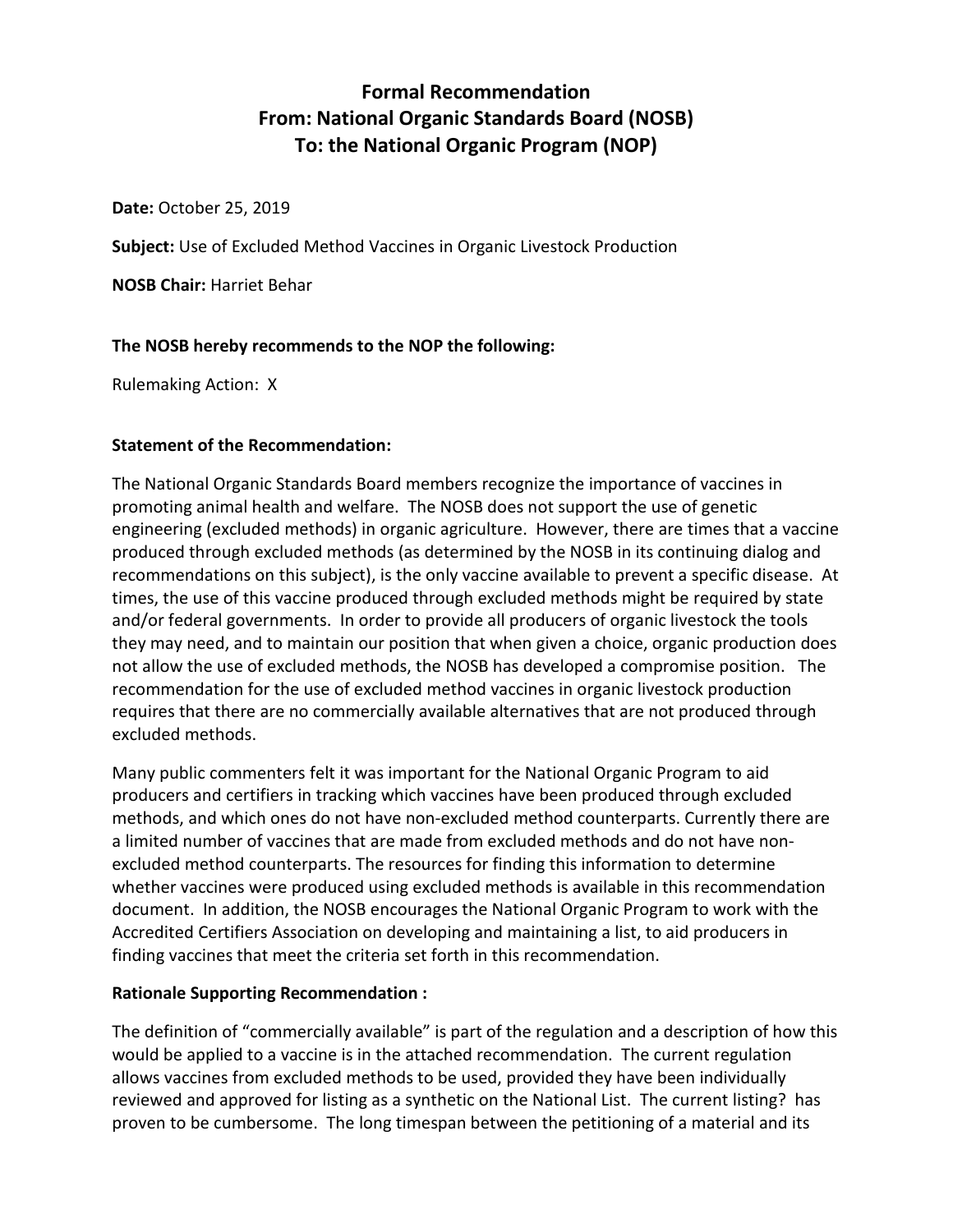# Formal Recommendation
# From: National Organic Standards Board (NOSB)
# To: the National Organic Program (NOP)

**Date:** October 25, 2019

**Subject:** Use of Excluded Method Vaccines in Organic Livestock Production

**NOSB Chair:** Harriet Behar

**The NOSB hereby recommends to the NOP the following:**

Rulemaking Action: X

**Statement of the Recommendation:**

The National Organic Standards Board members recognize the importance of vaccines in promoting animal health and welfare. The NOSB does not support the use of genetic engineering (excluded methods) in organic agriculture. However, there are times that a vaccine produced through excluded methods (as determined by the NOSB in its continuing dialog and recommendations on this subject), is the only vaccine available to prevent a specific disease. At times, the use of this vaccine produced through excluded methods might be required by state and/or federal governments. In order to provide all producers of organic livestock the tools they may need, and to maintain our position that when given a choice, organic production does not allow the use of excluded methods, the NOSB has developed a compromise position. The recommendation for the use of excluded method vaccines in organic livestock production requires that there are no commercially available alternatives that are not produced through excluded methods.

Many public commenters felt it was important for the National Organic Program to aid producers and certifiers in tracking which vaccines have been produced through excluded methods, and which ones do not have non-excluded method counterparts. Currently there are a limited number of vaccines that are made from excluded methods and do not have non-excluded method counterparts. The resources for finding this information to determine whether vaccines were produced using excluded methods is available in this recommendation document. In addition, the NOSB encourages the National Organic Program to work with the Accredited Certifiers Association on developing and maintaining a list, to aid producers in finding vaccines that meet the criteria set forth in this recommendation.

**Rationale Supporting Recommendation :**

The definition of "commercially available" is part of the regulation and a description of how this would be applied to a vaccine is in the attached recommendation. The current regulation allows vaccines from excluded methods to be used, provided they have been individually reviewed and approved for listing as a synthetic on the National List. The current listing? has proven to be cumbersome. The long timespan between the petitioning of a material and its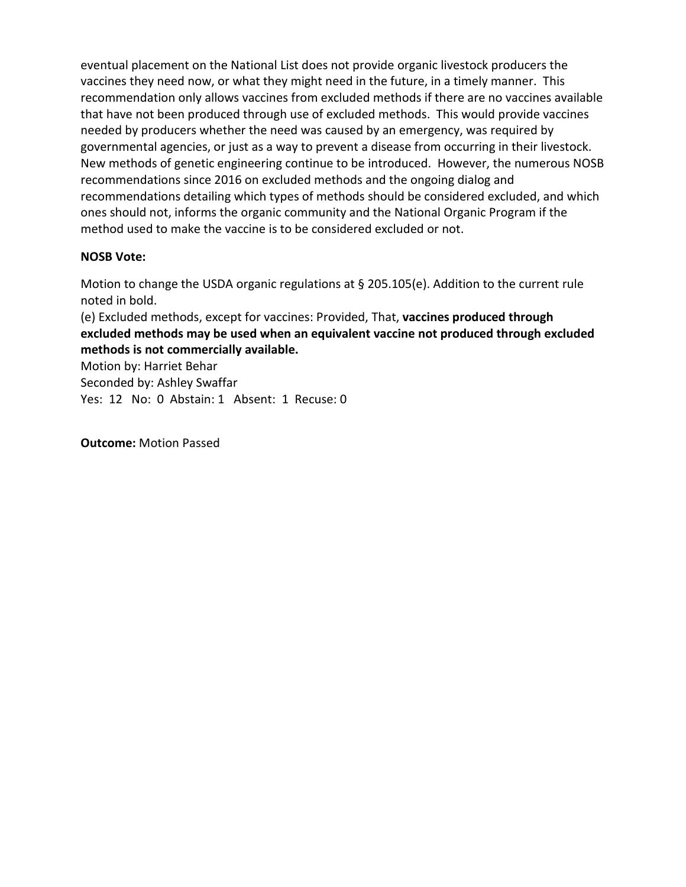eventual placement on the National List does not provide organic livestock producers the vaccines they need now, or what they might need in the future, in a timely manner. This recommendation only allows vaccines from excluded methods if there are no vaccines available that have not been produced through use of excluded methods. This would provide vaccines needed by producers whether the need was caused by an emergency, was required by governmental agencies, or just as a way to prevent a disease from occurring in their livestock. New methods of genetic engineering continue to be introduced. However, the numerous NOSB recommendations since 2016 on excluded methods and the ongoing dialog and recommendations detailing which types of methods should be considered excluded, and which ones should not, informs the organic community and the National Organic Program if the method used to make the vaccine is to be considered excluded or not.

**NOSB Vote:**

Motion to change the USDA organic regulations at § 205.105(e). Addition to the current rule noted in bold.
(e) Excluded methods, except for vaccines: Provided, That, **vaccines produced through excluded methods may be used when an equivalent vaccine not produced through excluded methods is not commercially available.**
Motion by: Harriet Behar
Seconded by: Ashley Swaffar
Yes: 12 No: 0 Abstain: 1 Absent: 1 Recuse: 0

**Outcome:** Motion Passed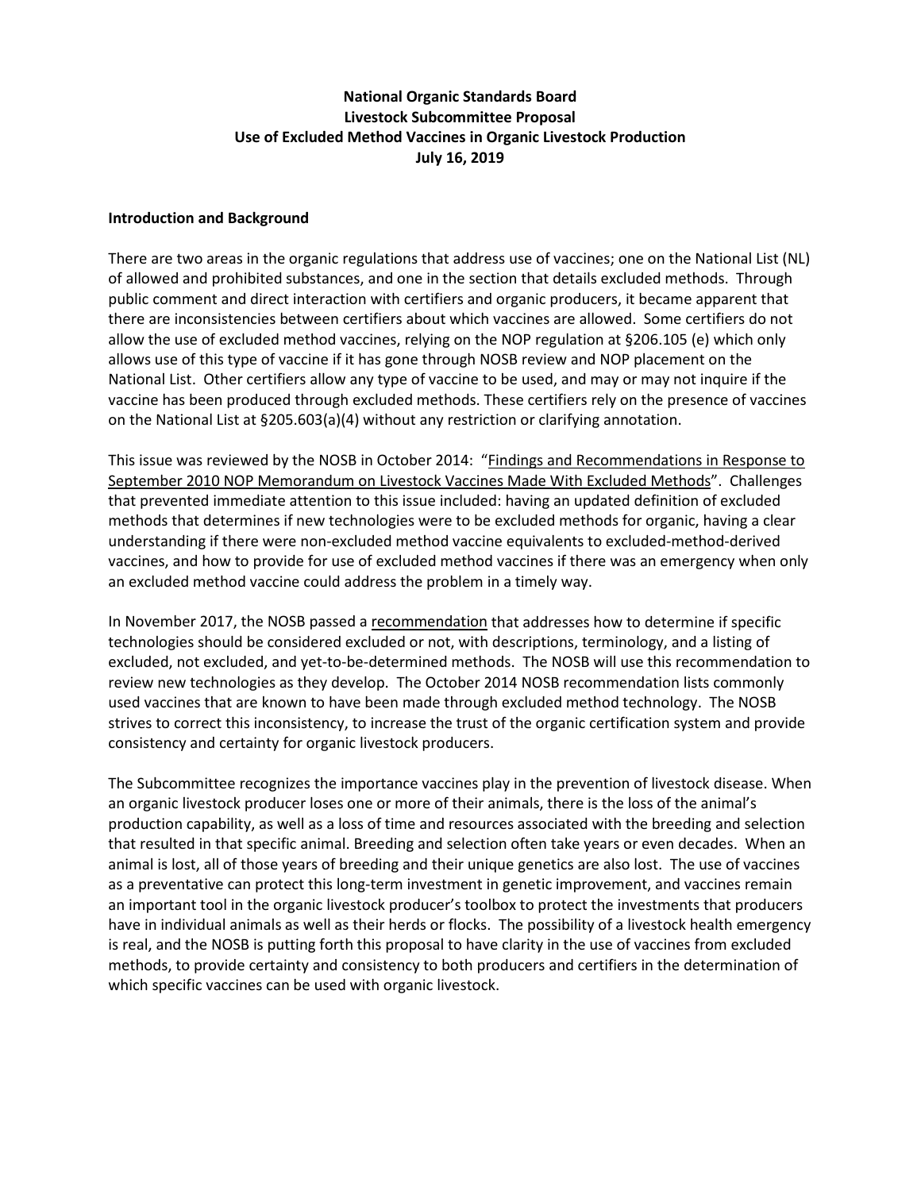**National Organic Standards Board**
**Livestock Subcommittee Proposal**
**Use of Excluded Method Vaccines in Organic Livestock Production**
**July 16, 2019**

**Introduction and Background**

There are two areas in the organic regulations that address use of vaccines; one on the National List (NL) of allowed and prohibited substances, and one in the section that details excluded methods. Through public comment and direct interaction with certifiers and organic producers, it became apparent that there are inconsistencies between certifiers about which vaccines are allowed. Some certifiers do not allow the use of excluded method vaccines, relying on the NOP regulation at §206.105 (e) which only allows use of this type of vaccine if it has gone through NOSB review and NOP placement on the National List. Other certifiers allow any type of vaccine to be used, and may or may not inquire if the vaccine has been produced through excluded methods. These certifiers rely on the presence of vaccines on the National List at §205.603(a)(4) without any restriction or clarifying annotation.

This issue was reviewed by the NOSB in October 2014: "Findings and Recommendations in Response to September 2010 NOP Memorandum on Livestock Vaccines Made With Excluded Methods". Challenges that prevented immediate attention to this issue included: having an updated definition of excluded methods that determines if new technologies were to be excluded methods for organic, having a clear understanding if there were non-excluded method vaccine equivalents to excluded-method-derived vaccines, and how to provide for use of excluded method vaccines if there was an emergency when only an excluded method vaccine could address the problem in a timely way.

In November 2017, the NOSB passed a recommendation that addresses how to determine if specific technologies should be considered excluded or not, with descriptions, terminology, and a listing of excluded, not excluded, and yet-to-be-determined methods. The NOSB will use this recommendation to review new technologies as they develop. The October 2014 NOSB recommendation lists commonly used vaccines that are known to have been made through excluded method technology. The NOSB strives to correct this inconsistency, to increase the trust of the organic certification system and provide consistency and certainty for organic livestock producers.

The Subcommittee recognizes the importance vaccines play in the prevention of livestock disease. When an organic livestock producer loses one or more of their animals, there is the loss of the animal's production capability, as well as a loss of time and resources associated with the breeding and selection that resulted in that specific animal. Breeding and selection often take years or even decades. When an animal is lost, all of those years of breeding and their unique genetics are also lost. The use of vaccines as a preventative can protect this long-term investment in genetic improvement, and vaccines remain an important tool in the organic livestock producer's toolbox to protect the investments that producers have in individual animals as well as their herds or flocks. The possibility of a livestock health emergency is real, and the NOSB is putting forth this proposal to have clarity in the use of vaccines from excluded methods, to provide certainty and consistency to both producers and certifiers in the determination of which specific vaccines can be used with organic livestock.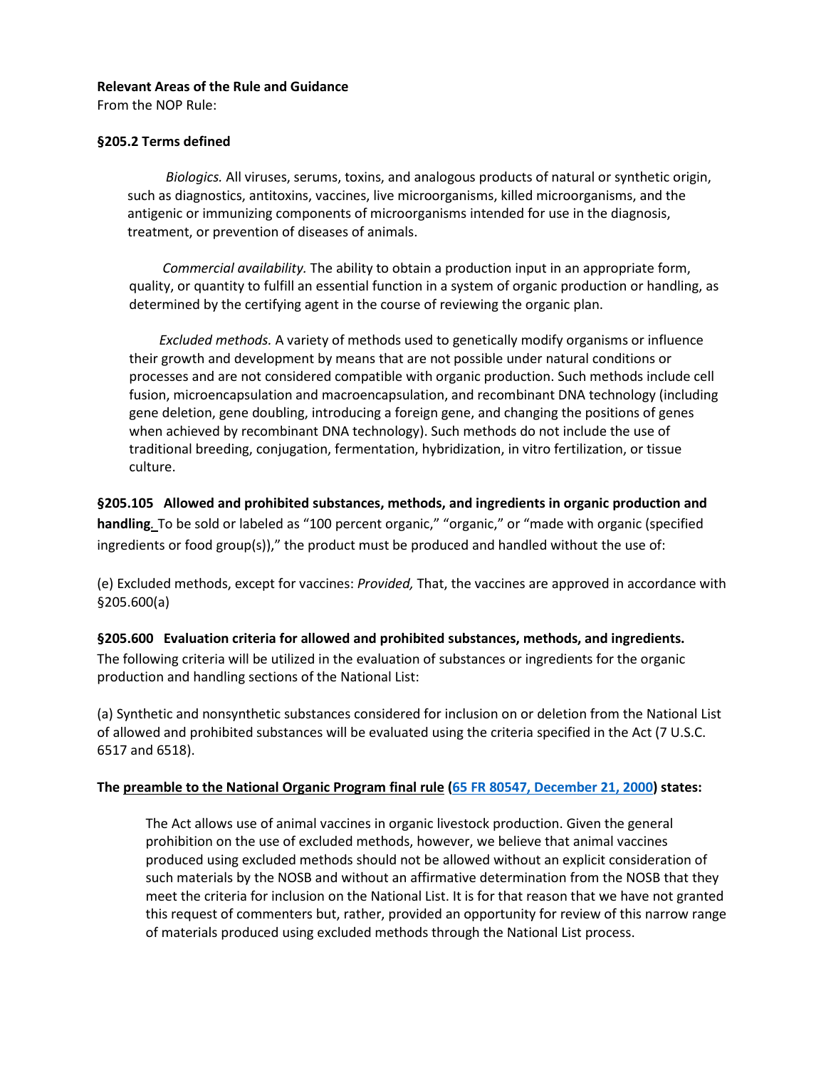**Relevant Areas of the Rule and Guidance**

From the NOP Rule:

**§205.2 Terms defined**

> *Biologics.* All viruses, serums, toxins, and analogous products of natural or synthetic origin, such as diagnostics, antitoxins, vaccines, live microorganisms, killed microorganisms, and the antigenic or immunizing components of microorganisms intended for use in the diagnosis, treatment, or prevention of diseases of animals.
>
> *Commercial availability.* The ability to obtain a production input in an appropriate form, quality, or quantity to fulfill an essential function in a system of organic production or handling, as determined by the certifying agent in the course of reviewing the organic plan.
>
> *Excluded methods.* A variety of methods used to genetically modify organisms or influence their growth and development by means that are not possible under natural conditions or processes and are not considered compatible with organic production. Such methods include cell fusion, microencapsulation and macroencapsulation, and recombinant DNA technology (including gene deletion, gene doubling, introducing a foreign gene, and changing the positions of genes when achieved by recombinant DNA technology). Such methods do not include the use of traditional breeding, conjugation, fermentation, hybridization, in vitro fertilization, or tissue culture.

**§205.105 Allowed and prohibited substances, methods, and ingredients in organic production and handling.** To be sold or labeled as "100 percent organic," "organic," or "made with organic (specified ingredients or food group(s))," the product must be produced and handled without the use of:

(e) Excluded methods, except for vaccines: *Provided,* That, the vaccines are approved in accordance with §205.600(a)

**§205.600 Evaluation criteria for allowed and prohibited substances, methods, and ingredients.**

The following criteria will be utilized in the evaluation of substances or ingredients for the organic production and handling sections of the National List:

(a) Synthetic and nonsynthetic substances considered for inclusion on or deletion from the National List of allowed and prohibited substances will be evaluated using the criteria specified in the Act (7 U.S.C. 6517 and 6518).

**The preamble to the National Organic Program final rule (65 FR 80547, December 21, 2000) states:**

> The Act allows use of animal vaccines in organic livestock production. Given the general prohibition on the use of excluded methods, however, we believe that animal vaccines produced using excluded methods should not be allowed without an explicit consideration of such materials by the NOSB and without an affirmative determination from the NOSB that they meet the criteria for inclusion on the National List. It is for that reason that we have not granted this request of commenters but, rather, provided an opportunity for review of this narrow range of materials produced using excluded methods through the National List process.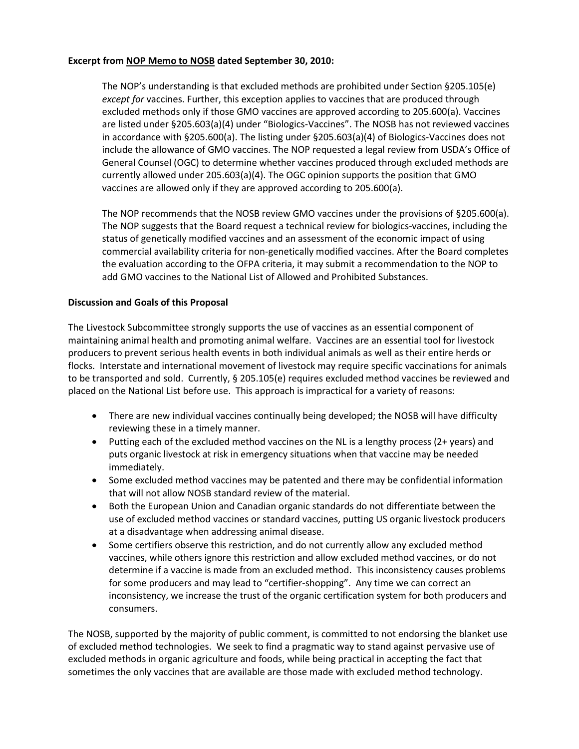**Excerpt from NOP Memo to NOSB dated September 30, 2010:**

> The NOP's understanding is that excluded methods are prohibited under Section §205.105(e) *except for* vaccines. Further, this exception applies to vaccines that are produced through excluded methods only if those GMO vaccines are approved according to 205.600(a). Vaccines are listed under §205.603(a)(4) under "Biologics-Vaccines". The NOSB has not reviewed vaccines in accordance with §205.600(a). The listing under §205.603(a)(4) of Biologics-Vaccines does not include the allowance of GMO vaccines. The NOP requested a legal review from USDA's Office of General Counsel (OGC) to determine whether vaccines produced through excluded methods are currently allowed under 205.603(a)(4). The OGC opinion supports the position that GMO vaccines are allowed only if they are approved according to 205.600(a).
>
> The NOP recommends that the NOSB review GMO vaccines under the provisions of §205.600(a). The NOP suggests that the Board request a technical review for biologics-vaccines, including the status of genetically modified vaccines and an assessment of the economic impact of using commercial availability criteria for non-genetically modified vaccines. After the Board completes the evaluation according to the OFPA criteria, it may submit a recommendation to the NOP to add GMO vaccines to the National List of Allowed and Prohibited Substances.

**Discussion and Goals of this Proposal**

The Livestock Subcommittee strongly supports the use of vaccines as an essential component of maintaining animal health and promoting animal welfare. Vaccines are an essential tool for livestock producers to prevent serious health events in both individual animals as well as their entire herds or flocks. Interstate and international movement of livestock may require specific vaccinations for animals to be transported and sold. Currently, § 205.105(e) requires excluded method vaccines be reviewed and placed on the National List before use. This approach is impractical for a variety of reasons:

- There are new individual vaccines continually being developed; the NOSB will have difficulty reviewing these in a timely manner.
- Putting each of the excluded method vaccines on the NL is a lengthy process (2+ years) and puts organic livestock at risk in emergency situations when that vaccine may be needed immediately.
- Some excluded method vaccines may be patented and there may be confidential information that will not allow NOSB standard review of the material.
- Both the European Union and Canadian organic standards do not differentiate between the use of excluded method vaccines or standard vaccines, putting US organic livestock producers at a disadvantage when addressing animal disease.
- Some certifiers observe this restriction, and do not currently allow any excluded method vaccines, while others ignore this restriction and allow excluded method vaccines, or do not determine if a vaccine is made from an excluded method. This inconsistency causes problems for some producers and may lead to "certifier-shopping". Any time we can correct an inconsistency, we increase the trust of the organic certification system for both producers and consumers.

The NOSB, supported by the majority of public comment, is committed to not endorsing the blanket use of excluded method technologies. We seek to find a pragmatic way to stand against pervasive use of excluded methods in organic agriculture and foods, while being practical in accepting the fact that sometimes the only vaccines that are available are those made with excluded method technology.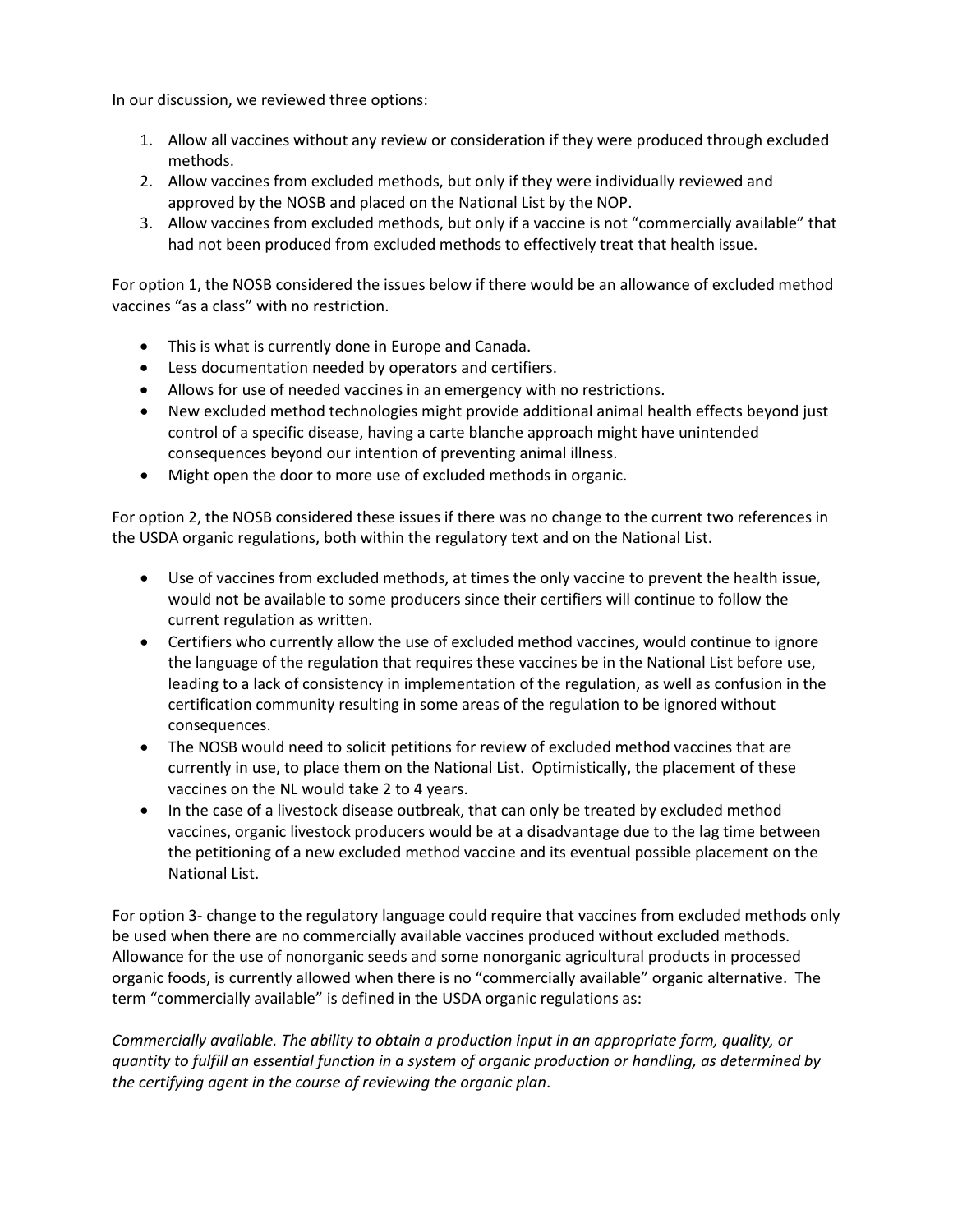In our discussion, we reviewed three options:

1. Allow all vaccines without any review or consideration if they were produced through excluded methods.
2. Allow vaccines from excluded methods, but only if they were individually reviewed and approved by the NOSB and placed on the National List by the NOP.
3. Allow vaccines from excluded methods, but only if a vaccine is not "commercially available" that had not been produced from excluded methods to effectively treat that health issue.

For option 1, the NOSB considered the issues below if there would be an allowance of excluded method vaccines "as a class" with no restriction.

- This is what is currently done in Europe and Canada.
- Less documentation needed by operators and certifiers.
- Allows for use of needed vaccines in an emergency with no restrictions.
- New excluded method technologies might provide additional animal health effects beyond just control of a specific disease, having a carte blanche approach might have unintended consequences beyond our intention of preventing animal illness.
- Might open the door to more use of excluded methods in organic.

For option 2, the NOSB considered these issues if there was no change to the current two references in the USDA organic regulations, both within the regulatory text and on the National List.

- Use of vaccines from excluded methods, at times the only vaccine to prevent the health issue, would not be available to some producers since their certifiers will continue to follow the current regulation as written.
- Certifiers who currently allow the use of excluded method vaccines, would continue to ignore the language of the regulation that requires these vaccines be in the National List before use, leading to a lack of consistency in implementation of the regulation, as well as confusion in the certification community resulting in some areas of the regulation to be ignored without consequences.
- The NOSB would need to solicit petitions for review of excluded method vaccines that are currently in use, to place them on the National List. Optimistically, the placement of these vaccines on the NL would take 2 to 4 years.
- In the case of a livestock disease outbreak, that can only be treated by excluded method vaccines, organic livestock producers would be at a disadvantage due to the lag time between the petitioning of a new excluded method vaccine and its eventual possible placement on the National List.

For option 3- change to the regulatory language could require that vaccines from excluded methods only be used when there are no commercially available vaccines produced without excluded methods. Allowance for the use of nonorganic seeds and some nonorganic agricultural products in processed organic foods, is currently allowed when there is no "commercially available" organic alternative. The term "commercially available" is defined in the USDA organic regulations as:

*Commercially available. The ability to obtain a production input in an appropriate form, quality, or quantity to fulfill an essential function in a system of organic production or handling, as determined by the certifying agent in the course of reviewing the organic plan*.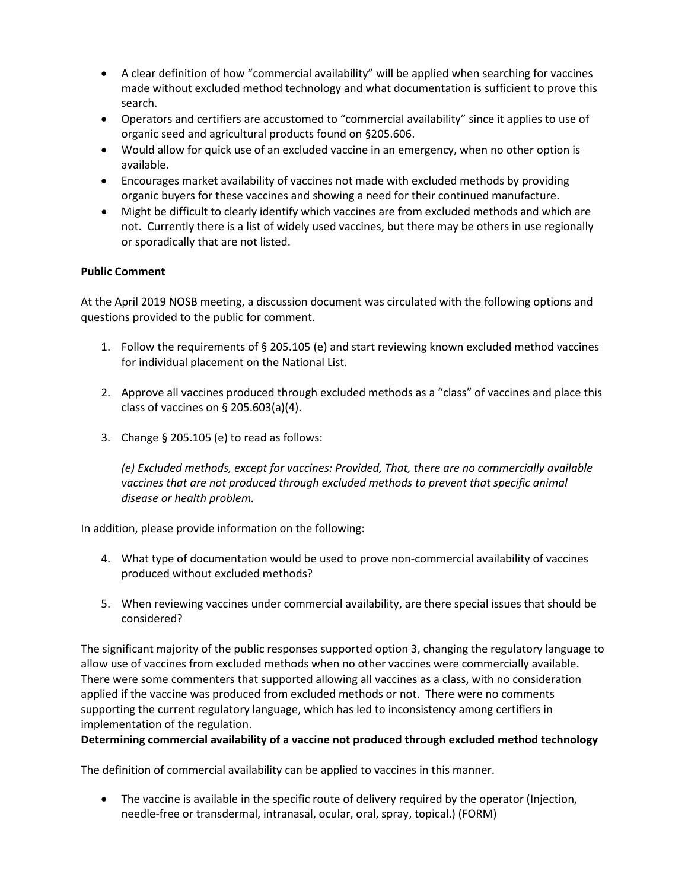- A clear definition of how "commercial availability" will be applied when searching for vaccines made without excluded method technology and what documentation is sufficient to prove this search.
- Operators and certifiers are accustomed to "commercial availability" since it applies to use of organic seed and agricultural products found on §205.606.
- Would allow for quick use of an excluded vaccine in an emergency, when no other option is available.
- Encourages market availability of vaccines not made with excluded methods by providing organic buyers for these vaccines and showing a need for their continued manufacture.
- Might be difficult to clearly identify which vaccines are from excluded methods and which are not. Currently there is a list of widely used vaccines, but there may be others in use regionally or sporadically that are not listed.

**Public Comment**

At the April 2019 NOSB meeting, a discussion document was circulated with the following options and questions provided to the public for comment.

1. Follow the requirements of § 205.105 (e) and start reviewing known excluded method vaccines for individual placement on the National List.

2. Approve all vaccines produced through excluded methods as a "class" of vaccines and place this class of vaccines on § 205.603(a)(4).

3. Change § 205.105 (e) to read as follows:

   *(e) Excluded methods, except for vaccines: Provided, That, there are no commercially available vaccines that are not produced through excluded methods to prevent that specific animal disease or health problem.*

In addition, please provide information on the following:

4. What type of documentation would be used to prove non-commercial availability of vaccines produced without excluded methods?

5. When reviewing vaccines under commercial availability, are there special issues that should be considered?

The significant majority of the public responses supported option 3, changing the regulatory language to allow use of vaccines from excluded methods when no other vaccines were commercially available. There were some commenters that supported allowing all vaccines as a class, with no consideration applied if the vaccine was produced from excluded methods or not. There were no comments supporting the current regulatory language, which has led to inconsistency among certifiers in implementation of the regulation.

**Determining commercial availability of a vaccine not produced through excluded method technology**

The definition of commercial availability can be applied to vaccines in this manner.

- The vaccine is available in the specific route of delivery required by the operator (Injection, needle-free or transdermal, intranasal, ocular, oral, spray, topical.) (FORM)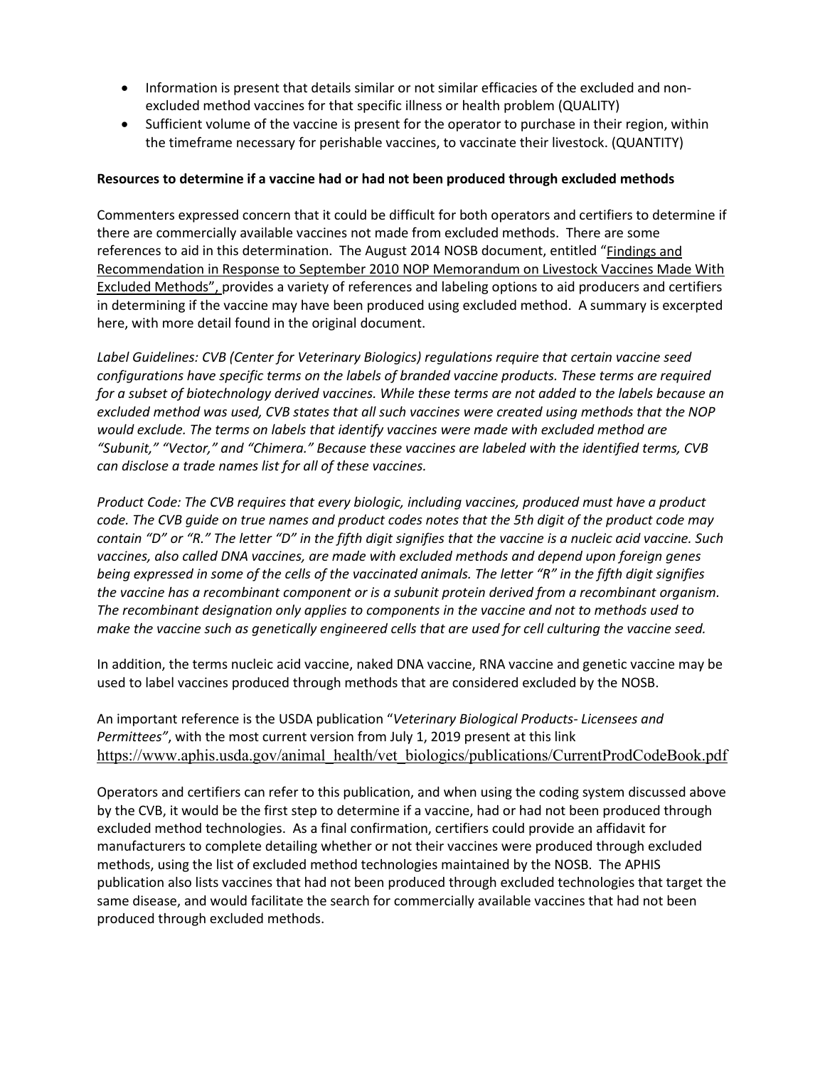- Information is present that details similar or not similar efficacies of the excluded and non-excluded method vaccines for that specific illness or health problem (QUALITY)
- Sufficient volume of the vaccine is present for the operator to purchase in their region, within the timeframe necessary for perishable vaccines, to vaccinate their livestock. (QUANTITY)

**Resources to determine if a vaccine had or had not been produced through excluded methods**

Commenters expressed concern that it could be difficult for both operators and certifiers to determine if there are commercially available vaccines not made from excluded methods. There are some references to aid in this determination. The August 2014 NOSB document, entitled "Findings and Recommendation in Response to September 2010 NOP Memorandum on Livestock Vaccines Made With Excluded Methods", provides a variety of references and labeling options to aid producers and certifiers in determining if the vaccine may have been produced using excluded method. A summary is excerpted here, with more detail found in the original document.

*Label Guidelines: CVB (Center for Veterinary Biologics) regulations require that certain vaccine seed configurations have specific terms on the labels of branded vaccine products. These terms are required for a subset of biotechnology derived vaccines. While these terms are not added to the labels because an excluded method was used, CVB states that all such vaccines were created using methods that the NOP would exclude. The terms on labels that identify vaccines were made with excluded method are "Subunit," "Vector," and "Chimera." Because these vaccines are labeled with the identified terms, CVB can disclose a trade names list for all of these vaccines.*

*Product Code: The CVB requires that every biologic, including vaccines, produced must have a product code. The CVB guide on true names and product codes notes that the 5th digit of the product code may contain "D" or "R." The letter "D" in the fifth digit signifies that the vaccine is a nucleic acid vaccine. Such vaccines, also called DNA vaccines, are made with excluded methods and depend upon foreign genes being expressed in some of the cells of the vaccinated animals. The letter "R" in the fifth digit signifies the vaccine has a recombinant component or is a subunit protein derived from a recombinant organism. The recombinant designation only applies to components in the vaccine and not to methods used to make the vaccine such as genetically engineered cells that are used for cell culturing the vaccine seed.*

In addition, the terms nucleic acid vaccine, naked DNA vaccine, RNA vaccine and genetic vaccine may be used to label vaccines produced through methods that are considered excluded by the NOSB.

An important reference is the USDA publication "*Veterinary Biological Products- Licensees and Permittees*", with the most current version from July 1, 2019 present at this link https://www.aphis.usda.gov/animal_health/vet_biologics/publications/CurrentProdCodeBook.pdf

Operators and certifiers can refer to this publication, and when using the coding system discussed above by the CVB, it would be the first step to determine if a vaccine, had or had not been produced through excluded method technologies. As a final confirmation, certifiers could provide an affidavit for manufacturers to complete detailing whether or not their vaccines were produced through excluded methods, using the list of excluded method technologies maintained by the NOSB. The APHIS publication also lists vaccines that had not been produced through excluded technologies that target the same disease, and would facilitate the search for commercially available vaccines that had not been produced through excluded methods.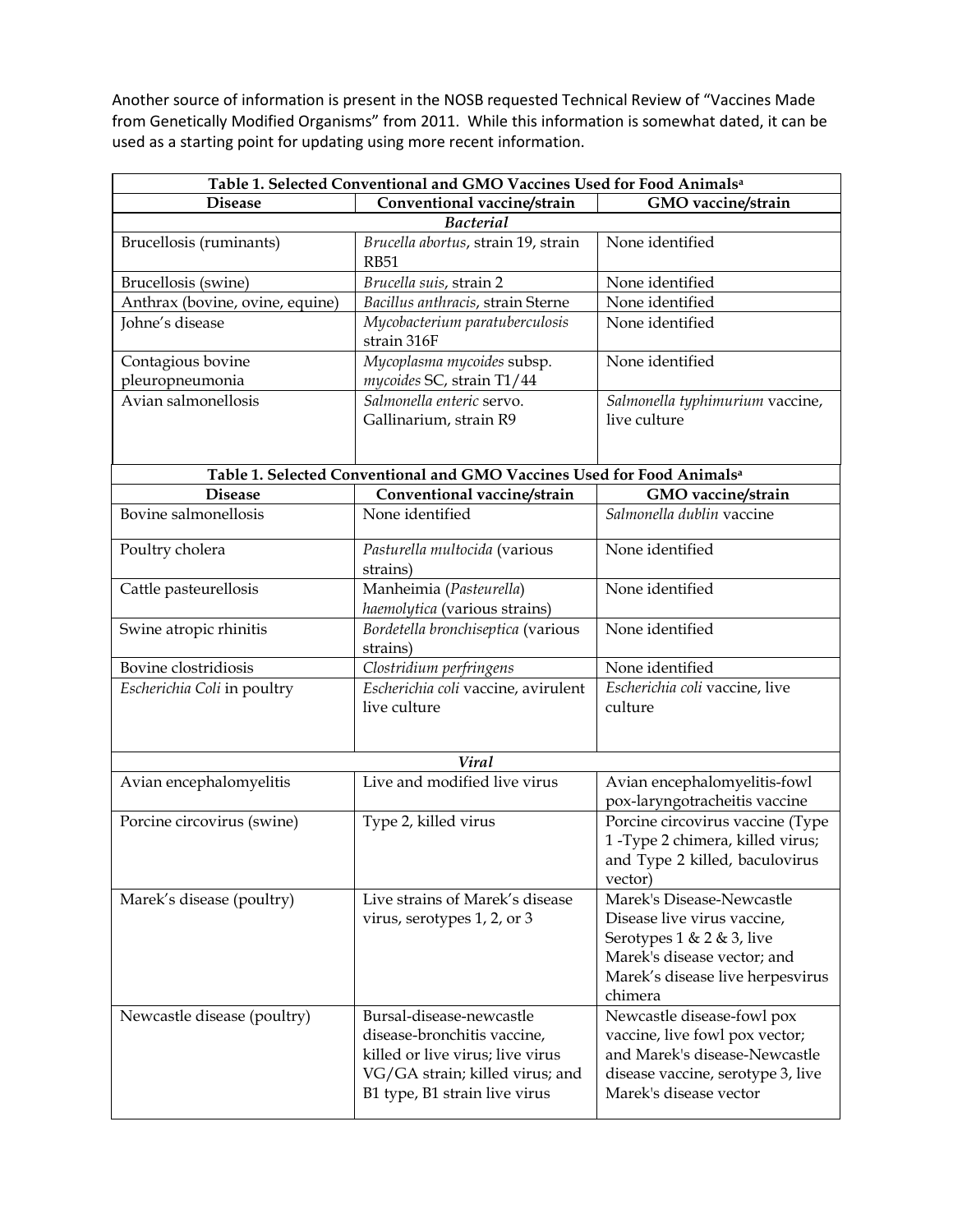Another source of information is present in the NOSB requested Technical Review of "Vaccines Made from Genetically Modified Organisms" from 2011. While this information is somewhat dated, it can be used as a starting point for updating using more recent information.

**Table 1. Selected Conventional and GMO Vaccines Used for Food Animals[a]**

| Disease | Conventional vaccine/strain | GMO vaccine/strain |
|---|---|---|
| ***Bacterial*** | | |
| Brucellosis (ruminants) | *Brucella abortus*, strain 19, strain RB51 | None identified |
| Brucellosis (swine) | *Brucella suis*, strain 2 | None identified |
| Anthrax (bovine, ovine, equine) | *Bacillus anthracis*, strain Sterne | None identified |
| Johne's disease | *Mycobacterium paratuberculosis* strain 316F | None identified |
| Contagious bovine pleuropneumonia | *Mycoplasma mycoides* subsp. *mycoides* SC, strain T1/44 | None identified |
| Avian salmonellosis | *Salmonella enteric* servo. Gallinarium, strain R9 | *Salmonella typhimurium* vaccine, live culture |
| Bovine salmonellosis | None identified | *Salmonella dublin* vaccine |
| Poultry cholera | *Pasturella multocida* (various strains) | None identified |
| Cattle pasteurellosis | Manheimia (*Pasteurella*) *haemolytica* (various strains) | None identified |
| Swine atropic rhinitis | *Bordetella bronchiseptica* (various strains) | None identified |
| Bovine clostridiosis | *Clostridium perfringens* | None identified |
| *Escherichia Coli* in poultry | *Escherichia coli* vaccine, avirulent live culture | *Escherichia coli* vaccine, live culture |
| ***Viral*** | | |
| Avian encephalomyelitis | Live and modified live virus | Avian encephalomyelitis-fowl pox-laryngotracheitis vaccine |
| Porcine circovirus (swine) | Type 2, killed virus | Porcine circovirus vaccine (Type 1 -Type 2 chimera, killed virus; and Type 2 killed, baculovirus vector) |
| Marek's disease (poultry) | Live strains of Marek's disease virus, serotypes 1, 2, or 3 | Marek's Disease-Newcastle Disease live virus vaccine, Serotypes 1 & 2 & 3, live Marek's disease vector; and Marek's disease live herpesvirus chimera |
| Newcastle disease (poultry) | Bursal-disease-newcastle disease-bronchitis vaccine, killed or live virus; live virus VG/GA strain; killed virus; and B1 type, B1 strain live virus | Newcastle disease-fowl pox vaccine, live fowl pox vector; and Marek's disease-Newcastle disease vaccine, serotype 3, live Marek's disease vector |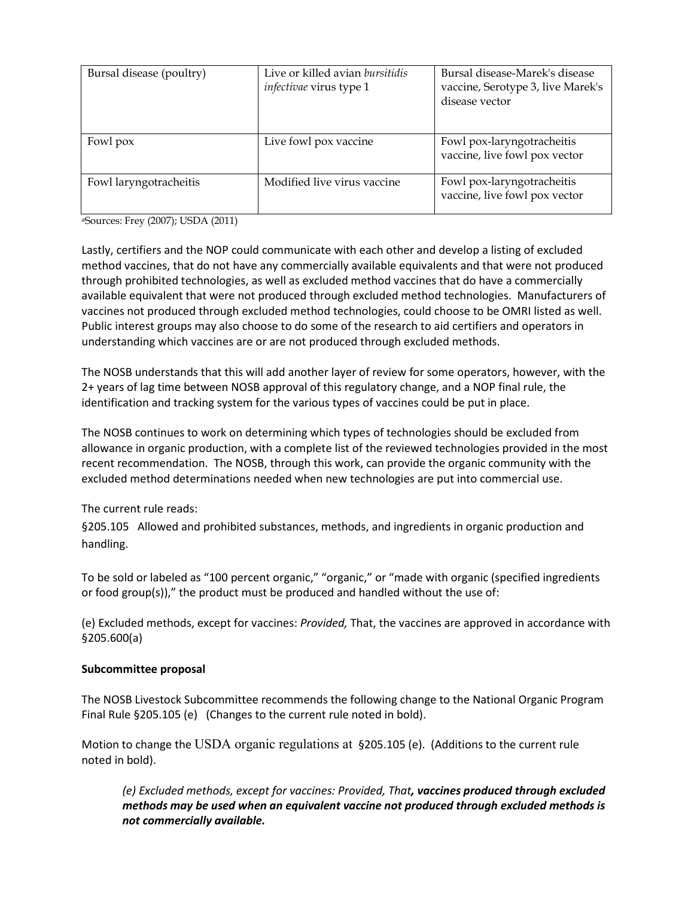| Bursal disease (poultry) | Live or killed avian *bursitidis infectivae* virus type 1 | Bursal disease-Marek's disease vaccine, Serotype 3, live Marek's disease vector |
| --- | --- | --- |
| Fowl pox | Live fowl pox vaccine | Fowl pox-laryngotracheitis vaccine, live fowl pox vector |
| Fowl laryngotracheitis | Modified live virus vaccine | Fowl pox-laryngotracheitis vaccine, live fowl pox vector |

[a]Sources: Frey (2007); USDA (2011)

Lastly, certifiers and the NOP could communicate with each other and develop a listing of excluded method vaccines, that do not have any commercially available equivalents and that were not produced through prohibited technologies, as well as excluded method vaccines that do have a commercially available equivalent that were not produced through excluded method technologies. Manufacturers of vaccines not produced through excluded method technologies, could choose to be OMRI listed as well. Public interest groups may also choose to do some of the research to aid certifiers and operators in understanding which vaccines are or are not produced through excluded methods.

The NOSB understands that this will add another layer of review for some operators, however, with the 2+ years of lag time between NOSB approval of this regulatory change, and a NOP final rule, the identification and tracking system for the various types of vaccines could be put in place.

The NOSB continues to work on determining which types of technologies should be excluded from allowance in organic production, with a complete list of the reviewed technologies provided in the most recent recommendation. The NOSB, through this work, can provide the organic community with the excluded method determinations needed when new technologies are put into commercial use.

The current rule reads:

§205.105 Allowed and prohibited substances, methods, and ingredients in organic production and handling.

To be sold or labeled as "100 percent organic," "organic," or "made with organic (specified ingredients or food group(s))," the product must be produced and handled without the use of:

(e) Excluded methods, except for vaccines: *Provided,* That, the vaccines are approved in accordance with §205.600(a)

**Subcommittee proposal**

The NOSB Livestock Subcommittee recommends the following change to the National Organic Program Final Rule §205.105 (e) (Changes to the current rule noted in bold).

Motion to change the USDA organic regulations at §205.105 (e). (Additions to the current rule noted in bold).

> *(e) Excluded methods, except for vaccines: Provided, That**, vaccines produced through excluded methods may be used when an equivalent vaccine not produced through excluded methods is not commercially available.***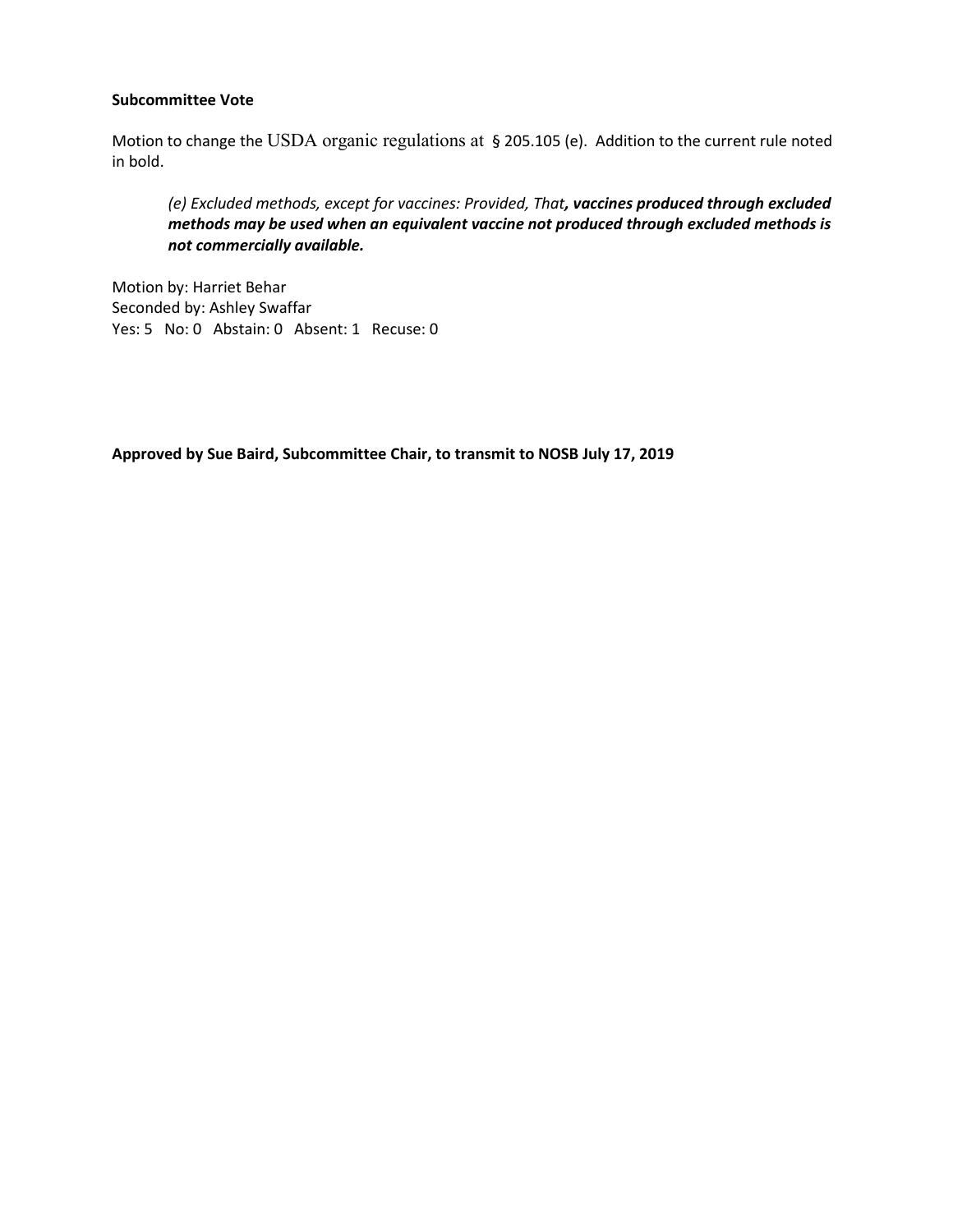**Subcommittee Vote**

Motion to change the USDA organic regulations at § 205.105 (e). Addition to the current rule noted in bold.

> *(e) Excluded methods, except for vaccines: Provided, That**, vaccines produced through excluded methods may be used when an equivalent vaccine not produced through excluded methods is not commercially available.***

Motion by: Harriet Behar
Seconded by: Ashley Swaffar
Yes: 5 No: 0 Abstain: 0 Absent: 1 Recuse: 0

**Approved by Sue Baird, Subcommittee Chair, to transmit to NOSB July 17, 2019**